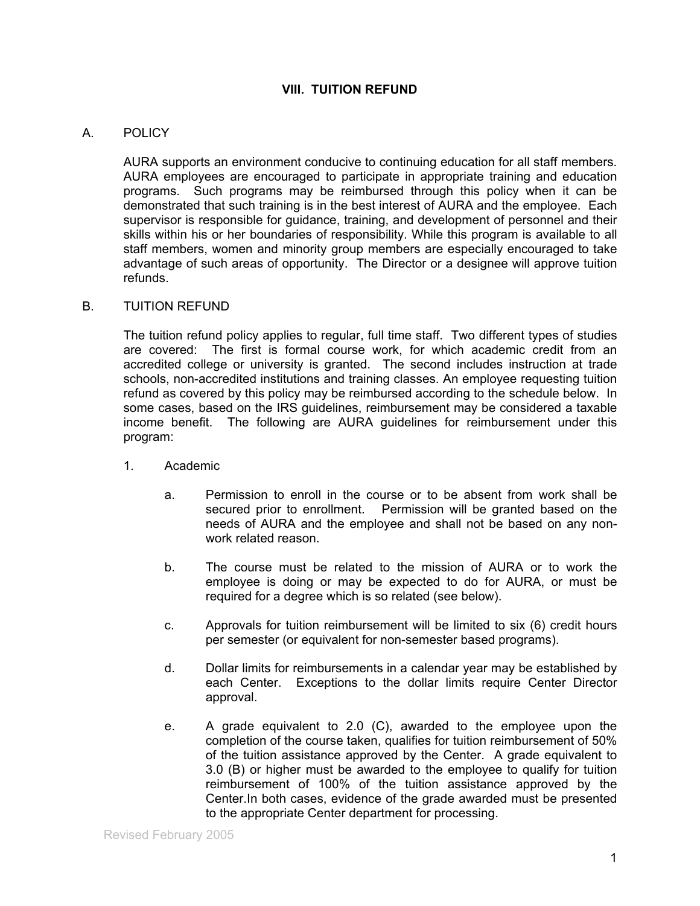# VIII. TUITION REFUND

## A. POLICY

AURA supports an environment conducive to continuing education for all staff members. AURA employees are encouraged to participate in appropriate training and education programs. Such programs may be reimbursed through this policy when it can be demonstrated that such training is in the best interest of AURA and the employee. Each supervisor is responsible for guidance, training, and development of personnel and their skills within his or her boundaries of responsibility. While this program is available to all staff members, women and minority group members are especially encouraged to take advantage of such areas of opportunity. The Director or a designee will approve tuition refunds.

## B. TUITION REFUND

The tuition refund policy applies to regular, full time staff. Two different types of studies are covered: The first is formal course work, for which academic credit from an accredited college or university is granted. The second includes instruction at trade schools, non-accredited institutions and training classes. An employee requesting tuition refund as covered by this policy may be reimbursed according to the schedule below. In some cases, based on the IRS guidelines, reimbursement may be considered a taxable income benefit. The following are AURA guidelines for reimbursement under this program:

1. Academic

   a. Permission to enroll in the course or to be absent from work shall be secured prior to enrollment. Permission will be granted based on the needs of AURA and the employee and shall not be based on any non-work related reason.

   b. The course must be related to the mission of AURA or to work the employee is doing or may be expected to do for AURA, or must be required for a degree which is so related (see below).

   c. Approvals for tuition reimbursement will be limited to six (6) credit hours per semester (or equivalent for non-semester based programs).

   d. Dollar limits for reimbursements in a calendar year may be established by each Center. Exceptions to the dollar limits require Center Director approval.

   e. A grade equivalent to 2.0 (C), awarded to the employee upon the completion of the course taken, qualifies for tuition reimbursement of 50% of the tuition assistance approved by the Center. A grade equivalent to 3.0 (B) or higher must be awarded to the employee to qualify for tuition reimbursement of 100% of the tuition assistance approved by the Center.In both cases, evidence of the grade awarded must be presented to the appropriate Center department for processing.

Revised February 2005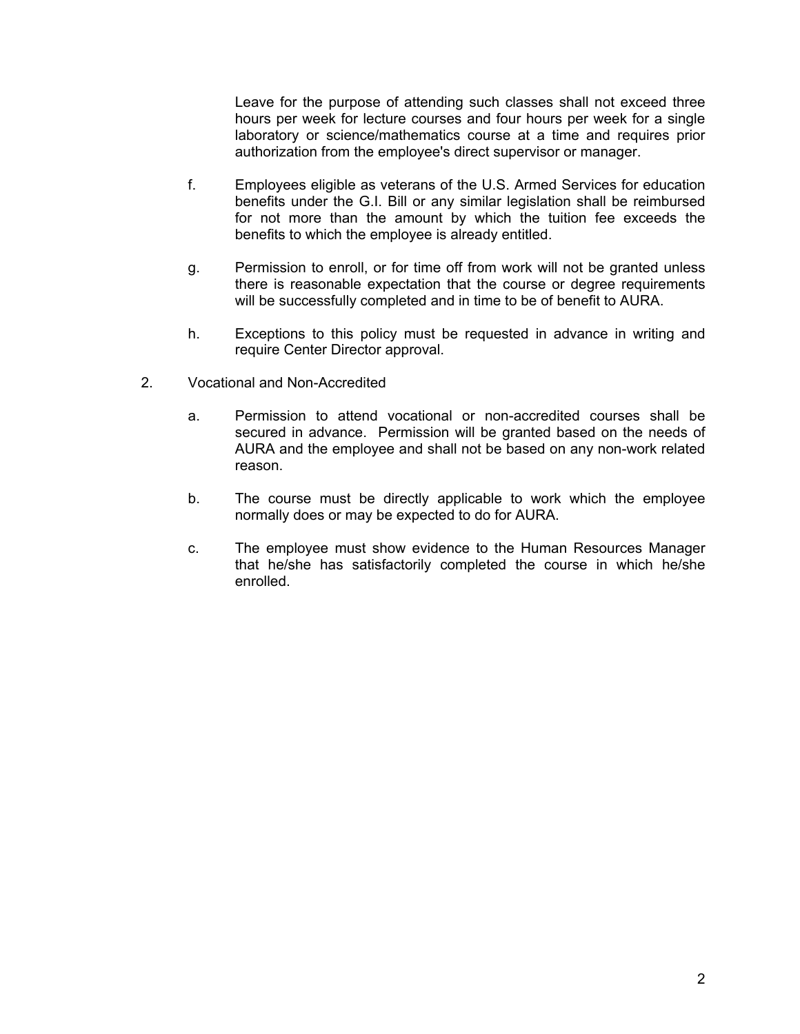Leave for the purpose of attending such classes shall not exceed three hours per week for lecture courses and four hours per week for a single laboratory or science/mathematics course at a time and requires prior authorization from the employee's direct supervisor or manager.

f. Employees eligible as veterans of the U.S. Armed Services for education benefits under the G.I. Bill or any similar legislation shall be reimbursed for not more than the amount by which the tuition fee exceeds the benefits to which the employee is already entitled.

g. Permission to enroll, or for time off from work will not be granted unless there is reasonable expectation that the course or degree requirements will be successfully completed and in time to be of benefit to AURA.

h. Exceptions to this policy must be requested in advance in writing and require Center Director approval.

2. Vocational and Non-Accredited

a. Permission to attend vocational or non-accredited courses shall be secured in advance. Permission will be granted based on the needs of AURA and the employee and shall not be based on any non-work related reason.

b. The course must be directly applicable to work which the employee normally does or may be expected to do for AURA.

c. The employee must show evidence to the Human Resources Manager that he/she has satisfactorily completed the course in which he/she enrolled.